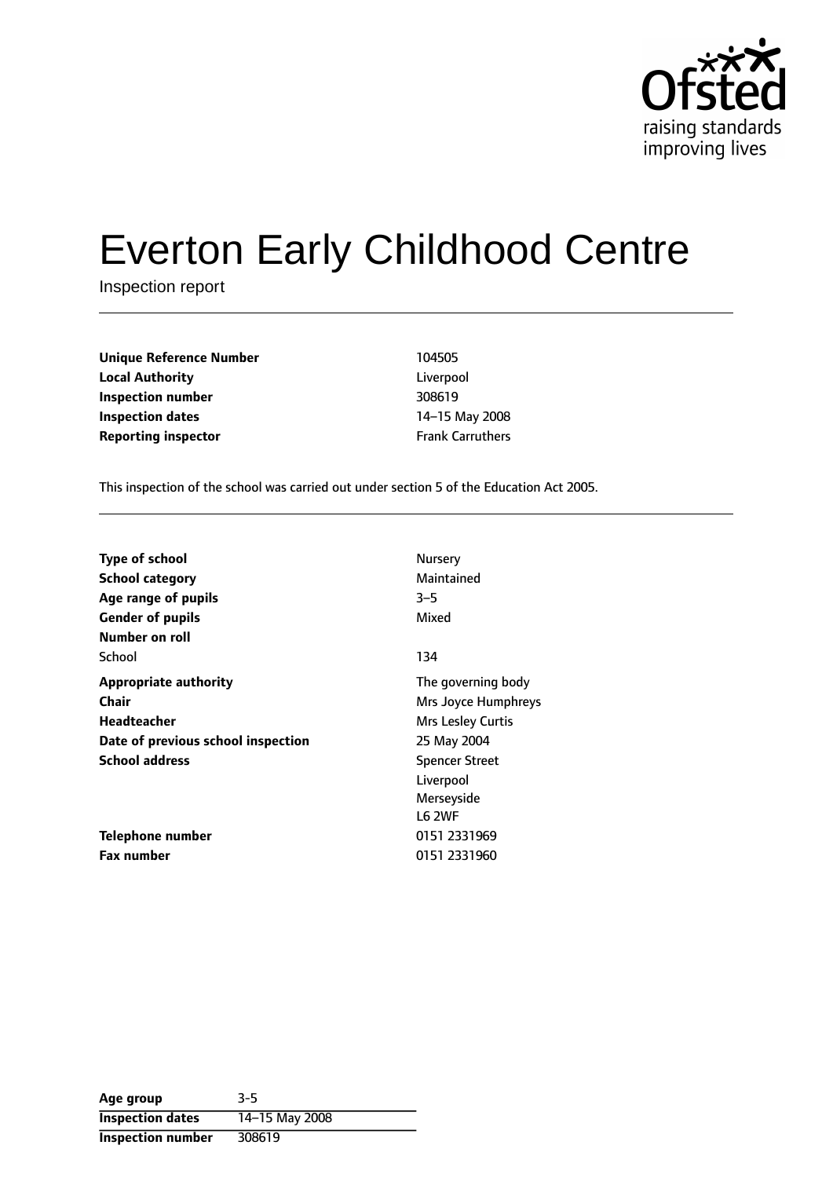# Everton Early Childhood Centre

Inspection report

| | |
|---|---|
| **Unique Reference Number** | 104505 |
| **Local Authority** | Liverpool |
| **Inspection number** | 308619 |
| **Inspection dates** | 14–15 May 2008 |
| **Reporting inspector** | Frank Carruthers |

This inspection of the school was carried out under section 5 of the Education Act 2005.

| | |
|---|---|
| **Type of school** | Nursery |
| **School category** | Maintained |
| **Age range of pupils** | 3–5 |
| **Gender of pupils** | Mixed |
| **Number on roll** | |
| School | 134 |
| **Appropriate authority** | The governing body |
| **Chair** | Mrs Joyce Humphreys |
| **Headteacher** | Mrs Lesley Curtis |
| **Date of previous school inspection** | 25 May 2004 |
| **School address** | Spencer Street<br>Liverpool<br>Merseyside<br>L6 2WF |
| **Telephone number** | 0151 2331969 |
| **Fax number** | 0151 2331960 |

| | |
|---|---|
| **Age group** | 3-5 |
| **Inspection dates** | 14–15 May 2008 |
| **Inspection number** | 308619 |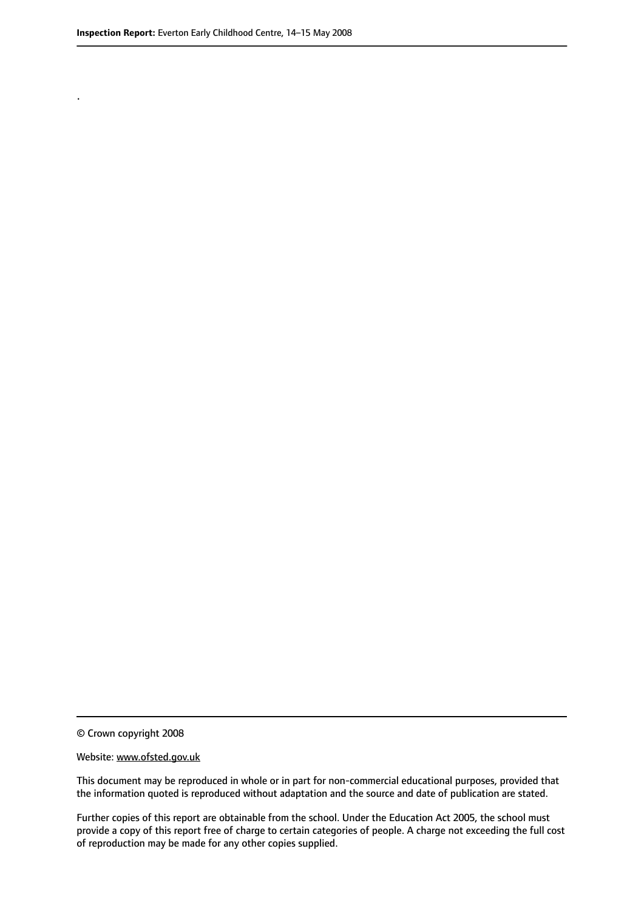.

© Crown copyright 2008

Website: www.ofsted.gov.uk

This document may be reproduced in whole or in part for non-commercial educational purposes, provided that the information quoted is reproduced without adaptation and the source and date of publication are stated.

Further copies of this report are obtainable from the school. Under the Education Act 2005, the school must provide a copy of this report free of charge to certain categories of people. A charge not exceeding the full cost of reproduction may be made for any other copies supplied.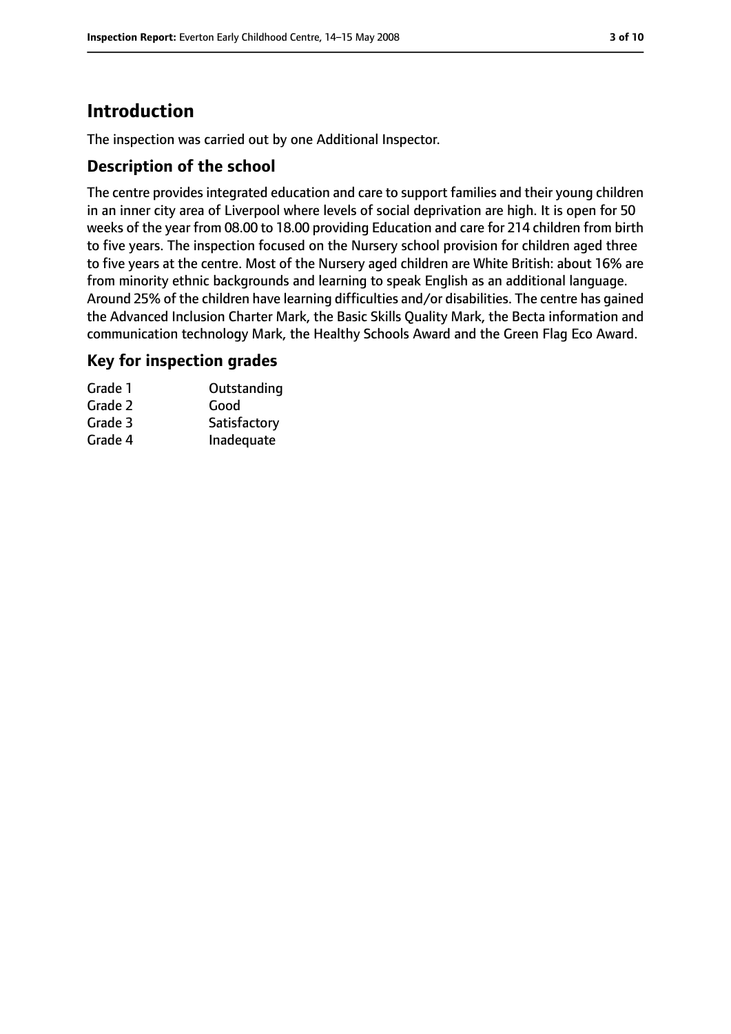# Introduction

The inspection was carried out by one Additional Inspector.

## Description of the school

The centre provides integrated education and care to support families and their young children in an inner city area of Liverpool where levels of social deprivation are high. It is open for 50 weeks of the year from 08.00 to 18.00 providing Education and care for 214 children from birth to five years. The inspection focused on the Nursery school provision for children aged three to five years at the centre. Most of the Nursery aged children are White British: about 16% are from minority ethnic backgrounds and learning to speak English as an additional language. Around 25% of the children have learning difficulties and/or disabilities. The centre has gained the Advanced Inclusion Charter Mark, the Basic Skills Quality Mark, the Becta information and communication technology Mark, the Healthy Schools Award and the Green Flag Eco Award.

## Key for inspection grades

| | |
|---|---|
| Grade 1 | Outstanding |
| Grade 2 | Good |
| Grade 3 | Satisfactory |
| Grade 4 | Inadequate |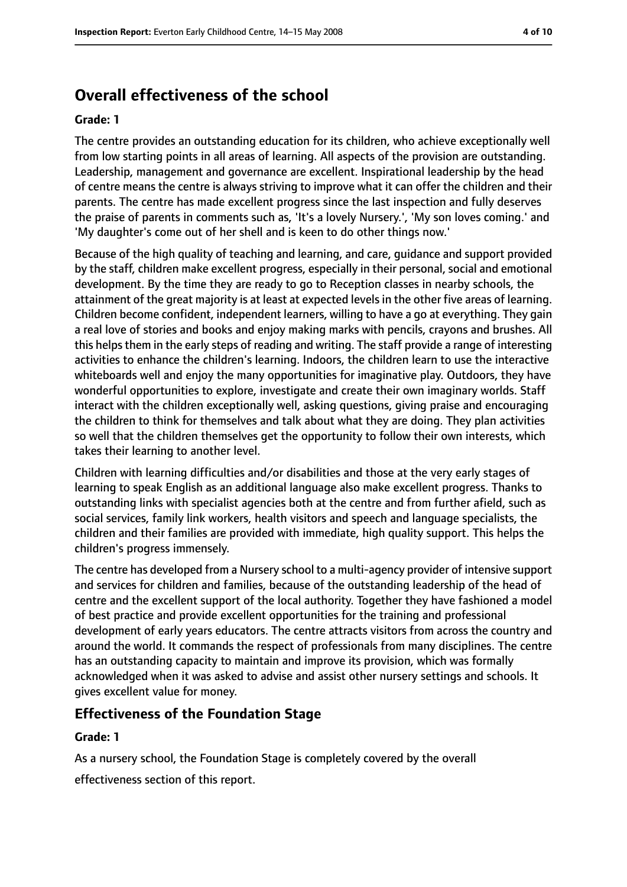## Overall effectiveness of the school

**Grade: 1**

The centre provides an outstanding education for its children, who achieve exceptionally well from low starting points in all areas of learning. All aspects of the provision are outstanding. Leadership, management and governance are excellent. Inspirational leadership by the head of centre means the centre is always striving to improve what it can offer the children and their parents. The centre has made excellent progress since the last inspection and fully deserves the praise of parents in comments such as, 'It's a lovely Nursery.', 'My son loves coming.' and 'My daughter's come out of her shell and is keen to do other things now.'

Because of the high quality of teaching and learning, and care, guidance and support provided by the staff, children make excellent progress, especially in their personal, social and emotional development. By the time they are ready to go to Reception classes in nearby schools, the attainment of the great majority is at least at expected levels in the other five areas of learning. Children become confident, independent learners, willing to have a go at everything. They gain a real love of stories and books and enjoy making marks with pencils, crayons and brushes. All this helps them in the early steps of reading and writing. The staff provide a range of interesting activities to enhance the children's learning. Indoors, the children learn to use the interactive whiteboards well and enjoy the many opportunities for imaginative play. Outdoors, they have wonderful opportunities to explore, investigate and create their own imaginary worlds. Staff interact with the children exceptionally well, asking questions, giving praise and encouraging the children to think for themselves and talk about what they are doing. They plan activities so well that the children themselves get the opportunity to follow their own interests, which takes their learning to another level.

Children with learning difficulties and/or disabilities and those at the very early stages of learning to speak English as an additional language also make excellent progress. Thanks to outstanding links with specialist agencies both at the centre and from further afield, such as social services, family link workers, health visitors and speech and language specialists, the children and their families are provided with immediate, high quality support. This helps the children's progress immensely.

The centre has developed from a Nursery school to a multi-agency provider of intensive support and services for children and families, because of the outstanding leadership of the head of centre and the excellent support of the local authority. Together they have fashioned a model of best practice and provide excellent opportunities for the training and professional development of early years educators. The centre attracts visitors from across the country and around the world. It commands the respect of professionals from many disciplines. The centre has an outstanding capacity to maintain and improve its provision, which was formally acknowledged when it was asked to advise and assist other nursery settings and schools. It gives excellent value for money.

### Effectiveness of the Foundation Stage

**Grade: 1**

As a nursery school, the Foundation Stage is completely covered by the overall effectiveness section of this report.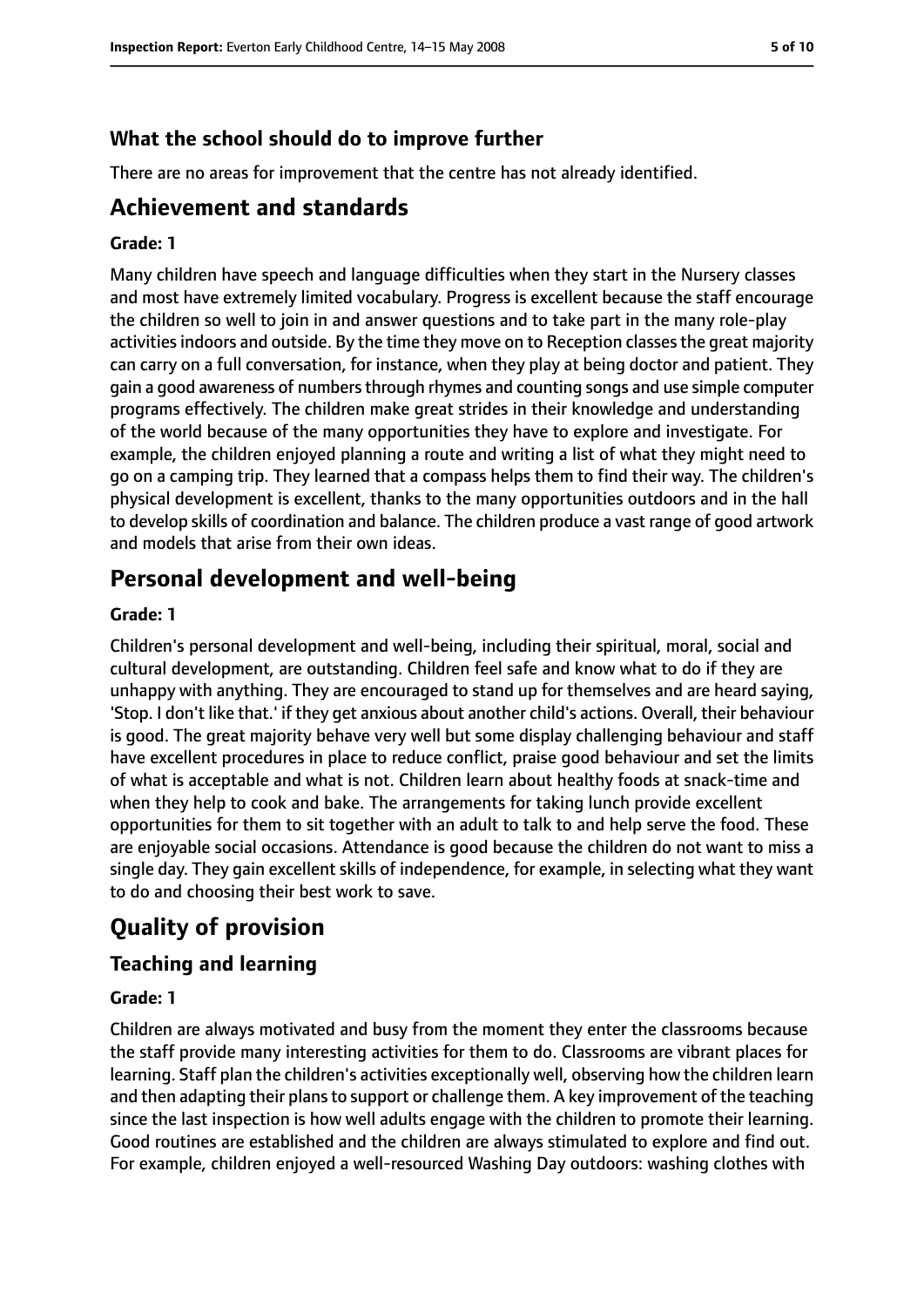### What the school should do to improve further

There are no areas for improvement that the centre has not already identified.

## Achievement and standards

#### Grade: 1

Many children have speech and language difficulties when they start in the Nursery classes and most have extremely limited vocabulary. Progress is excellent because the staff encourage the children so well to join in and answer questions and to take part in the many role-play activities indoors and outside. By the time they move on to Reception classes the great majority can carry on a full conversation, for instance, when they play at being doctor and patient. They gain a good awareness of numbers through rhymes and counting songs and use simple computer programs effectively. The children make great strides in their knowledge and understanding of the world because of the many opportunities they have to explore and investigate. For example, the children enjoyed planning a route and writing a list of what they might need to go on a camping trip. They learned that a compass helps them to find their way. The children's physical development is excellent, thanks to the many opportunities outdoors and in the hall to develop skills of coordination and balance. The children produce a vast range of good artwork and models that arise from their own ideas.

## Personal development and well-being

#### Grade: 1

Children's personal development and well-being, including their spiritual, moral, social and cultural development, are outstanding. Children feel safe and know what to do if they are unhappy with anything. They are encouraged to stand up for themselves and are heard saying, 'Stop. I don't like that.' if they get anxious about another child's actions. Overall, their behaviour is good. The great majority behave very well but some display challenging behaviour and staff have excellent procedures in place to reduce conflict, praise good behaviour and set the limits of what is acceptable and what is not. Children learn about healthy foods at snack-time and when they help to cook and bake. The arrangements for taking lunch provide excellent opportunities for them to sit together with an adult to talk to and help serve the food. These are enjoyable social occasions. Attendance is good because the children do not want to miss a single day. They gain excellent skills of independence, for example, in selecting what they want to do and choosing their best work to save.

## Quality of provision

### Teaching and learning

#### Grade: 1

Children are always motivated and busy from the moment they enter the classrooms because the staff provide many interesting activities for them to do. Classrooms are vibrant places for learning. Staff plan the children's activities exceptionally well, observing how the children learn and then adapting their plans to support or challenge them. A key improvement of the teaching since the last inspection is how well adults engage with the children to promote their learning. Good routines are established and the children are always stimulated to explore and find out. For example, children enjoyed a well-resourced Washing Day outdoors: washing clothes with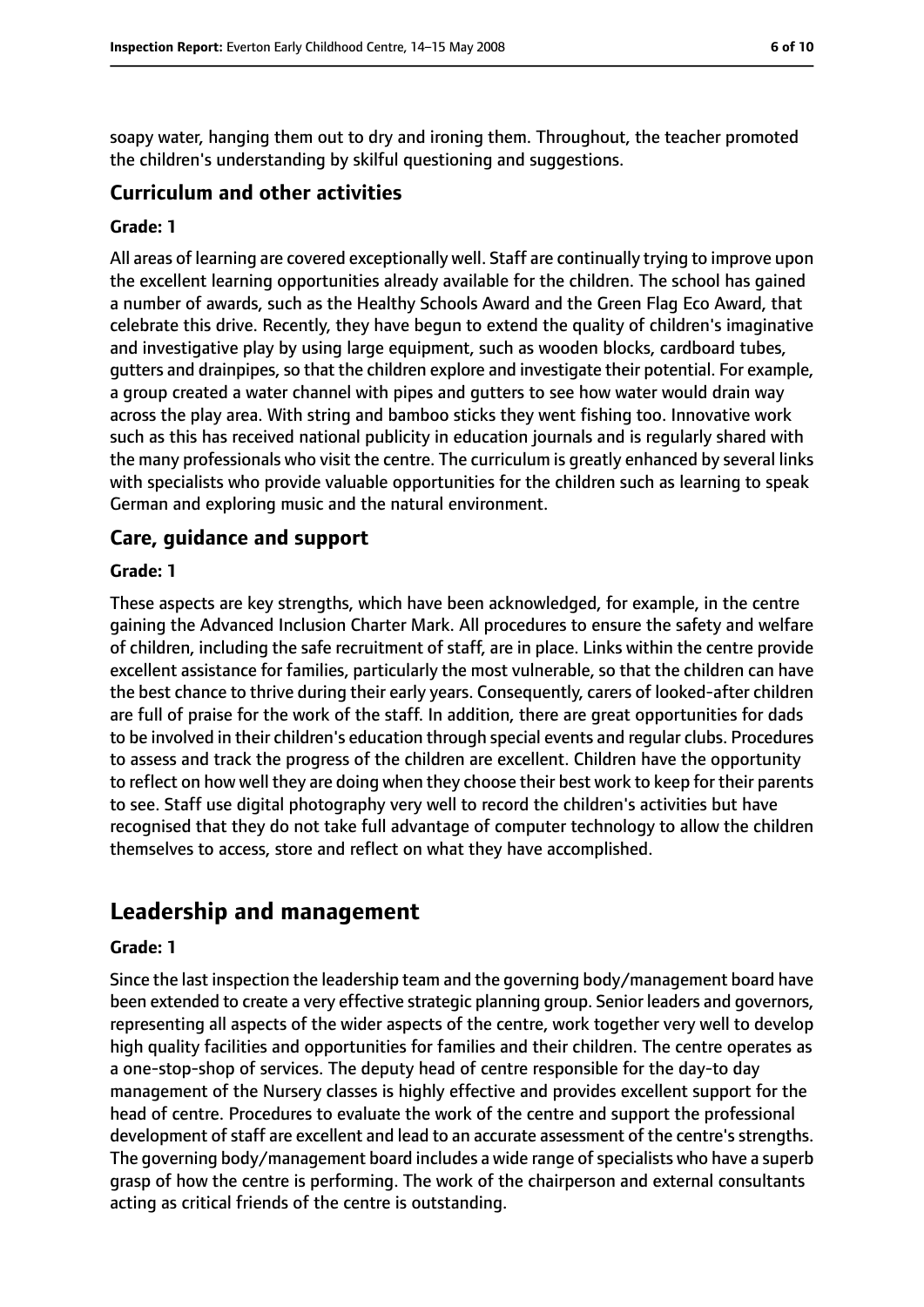soapy water, hanging them out to dry and ironing them. Throughout, the teacher promoted the children's understanding by skilful questioning and suggestions.

### Curriculum and other activities

**Grade: 1**

All areas of learning are covered exceptionally well. Staff are continually trying to improve upon the excellent learning opportunities already available for the children. The school has gained a number of awards, such as the Healthy Schools Award and the Green Flag Eco Award, that celebrate this drive. Recently, they have begun to extend the quality of children's imaginative and investigative play by using large equipment, such as wooden blocks, cardboard tubes, gutters and drainpipes, so that the children explore and investigate their potential. For example, a group created a water channel with pipes and gutters to see how water would drain way across the play area. With string and bamboo sticks they went fishing too. Innovative work such as this has received national publicity in education journals and is regularly shared with the many professionals who visit the centre. The curriculum is greatly enhanced by several links with specialists who provide valuable opportunities for the children such as learning to speak German and exploring music and the natural environment.

### Care, guidance and support

**Grade: 1**

These aspects are key strengths, which have been acknowledged, for example, in the centre gaining the Advanced Inclusion Charter Mark. All procedures to ensure the safety and welfare of children, including the safe recruitment of staff, are in place. Links within the centre provide excellent assistance for families, particularly the most vulnerable, so that the children can have the best chance to thrive during their early years. Consequently, carers of looked-after children are full of praise for the work of the staff. In addition, there are great opportunities for dads to be involved in their children's education through special events and regular clubs. Procedures to assess and track the progress of the children are excellent. Children have the opportunity to reflect on how well they are doing when they choose their best work to keep for their parents to see. Staff use digital photography very well to record the children's activities but have recognised that they do not take full advantage of computer technology to allow the children themselves to access, store and reflect on what they have accomplished.

## Leadership and management

**Grade: 1**

Since the last inspection the leadership team and the governing body/management board have been extended to create a very effective strategic planning group. Senior leaders and governors, representing all aspects of the wider aspects of the centre, work together very well to develop high quality facilities and opportunities for families and their children. The centre operates as a one-stop-shop of services. The deputy head of centre responsible for the day-to day management of the Nursery classes is highly effective and provides excellent support for the head of centre. Procedures to evaluate the work of the centre and support the professional development of staff are excellent and lead to an accurate assessment of the centre's strengths. The governing body/management board includes a wide range of specialists who have a superb grasp of how the centre is performing. The work of the chairperson and external consultants acting as critical friends of the centre is outstanding.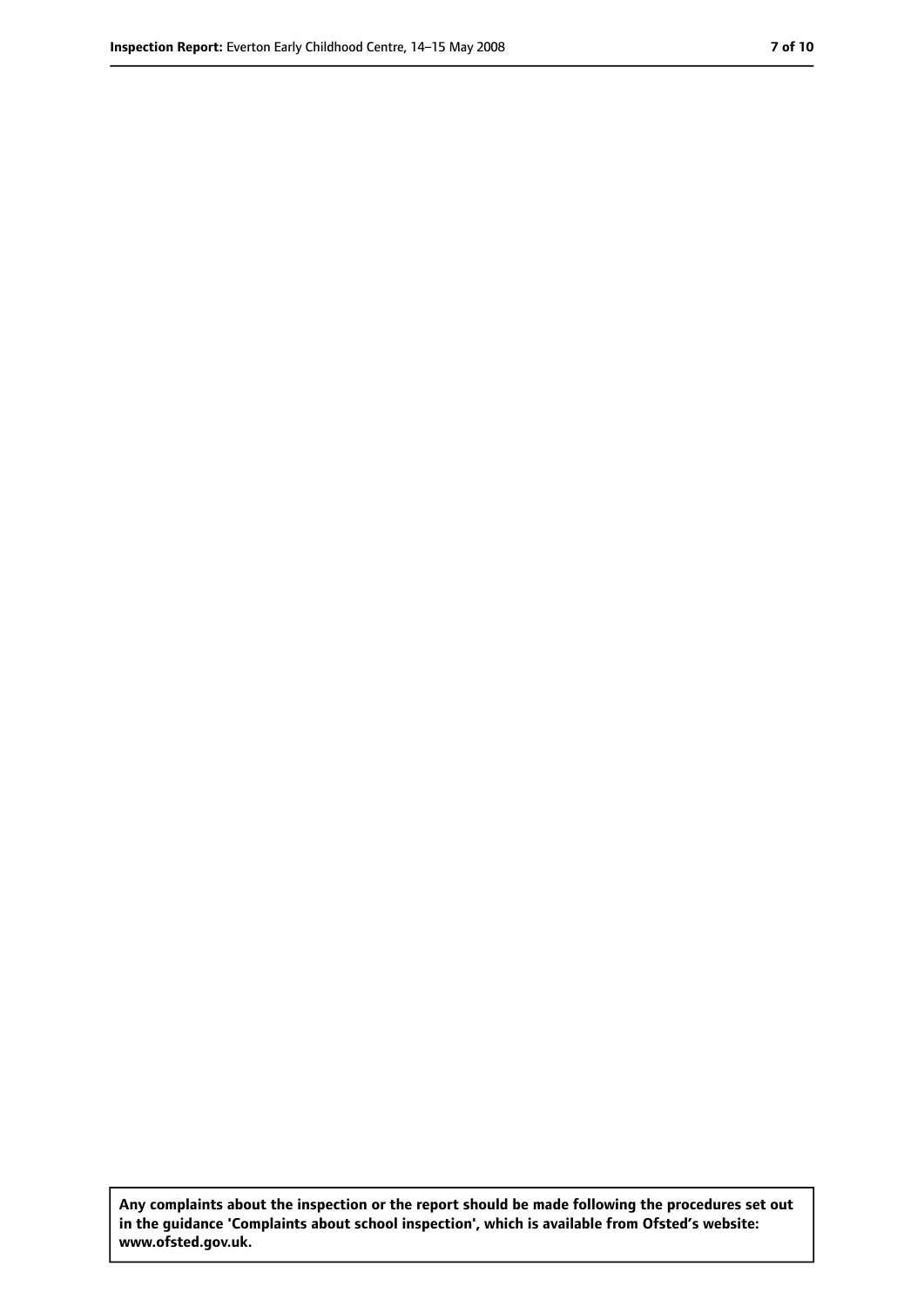**Any complaints about the inspection or the report should be made following the procedures set out in the guidance 'Complaints about school inspection', which is available from Ofsted's website: www.ofsted.gov.uk.**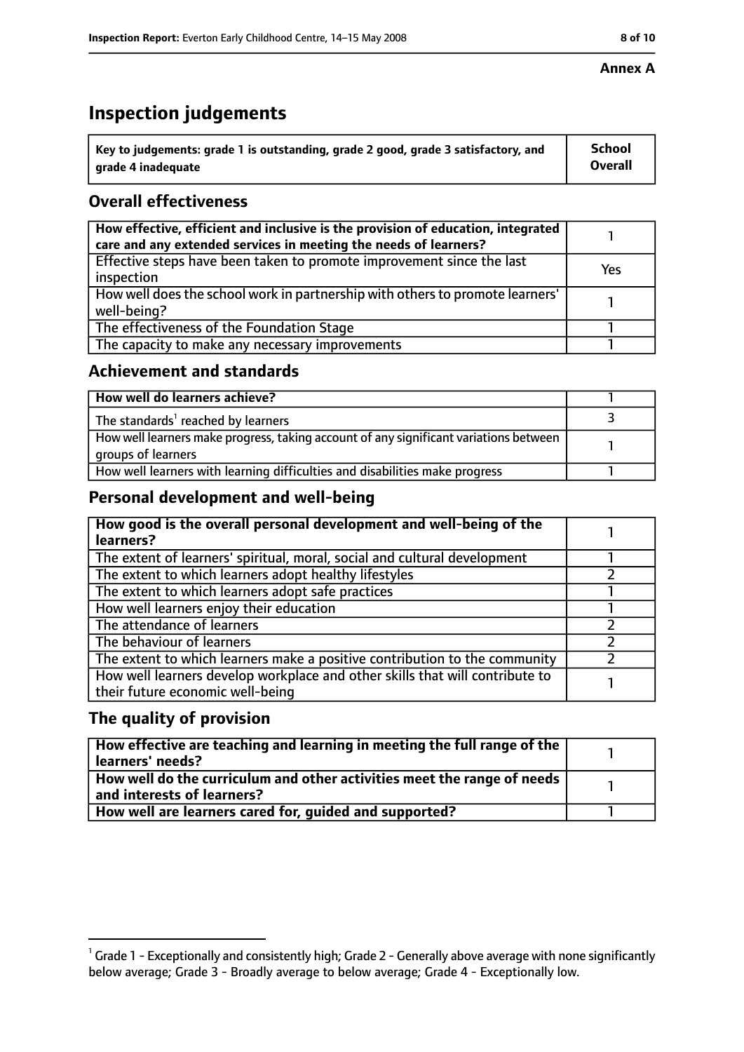**Annex A**

# Inspection judgements

| Key to judgements: grade 1 is outstanding, grade 2 good, grade 3 satisfactory, and grade 4 inadequate | School Overall |
|---|---|

## Overall effectiveness

| | |
|---|---|
| How effective, efficient and inclusive is the provision of education, integrated care and any extended services in meeting the needs of learners? | 1 |
| Effective steps have been taken to promote improvement since the last inspection | Yes |
| How well does the school work in partnership with others to promote learners' well-being? | 1 |
| The effectiveness of the Foundation Stage | 1 |
| The capacity to make any necessary improvements | 1 |

## Achievement and standards

| | |
|---|---|
| How well do learners achieve? | 1 |
| The standards[1] reached by learners | 3 |
| How well learners make progress, taking account of any significant variations between groups of learners | 1 |
| How well learners with learning difficulties and disabilities make progress | 1 |

## Personal development and well-being

| | |
|---|---|
| How good is the overall personal development and well-being of the learners? | 1 |
| The extent of learners' spiritual, moral, social and cultural development | 1 |
| The extent to which learners adopt healthy lifestyles | 2 |
| The extent to which learners adopt safe practices | 1 |
| How well learners enjoy their education | 1 |
| The attendance of learners | 2 |
| The behaviour of learners | 2 |
| The extent to which learners make a positive contribution to the community | 2 |
| How well learners develop workplace and other skills that will contribute to their future economic well-being | 1 |

## The quality of provision

| | |
|---|---|
| How effective are teaching and learning in meeting the full range of the learners' needs? | 1 |
| How well do the curriculum and other activities meet the range of needs and interests of learners? | 1 |
| How well are learners cared for, guided and supported? | 1 |

[1] Grade 1 - Exceptionally and consistently high; Grade 2 - Generally above average with none significantly below average; Grade 3 - Broadly average to below average; Grade 4 - Exceptionally low.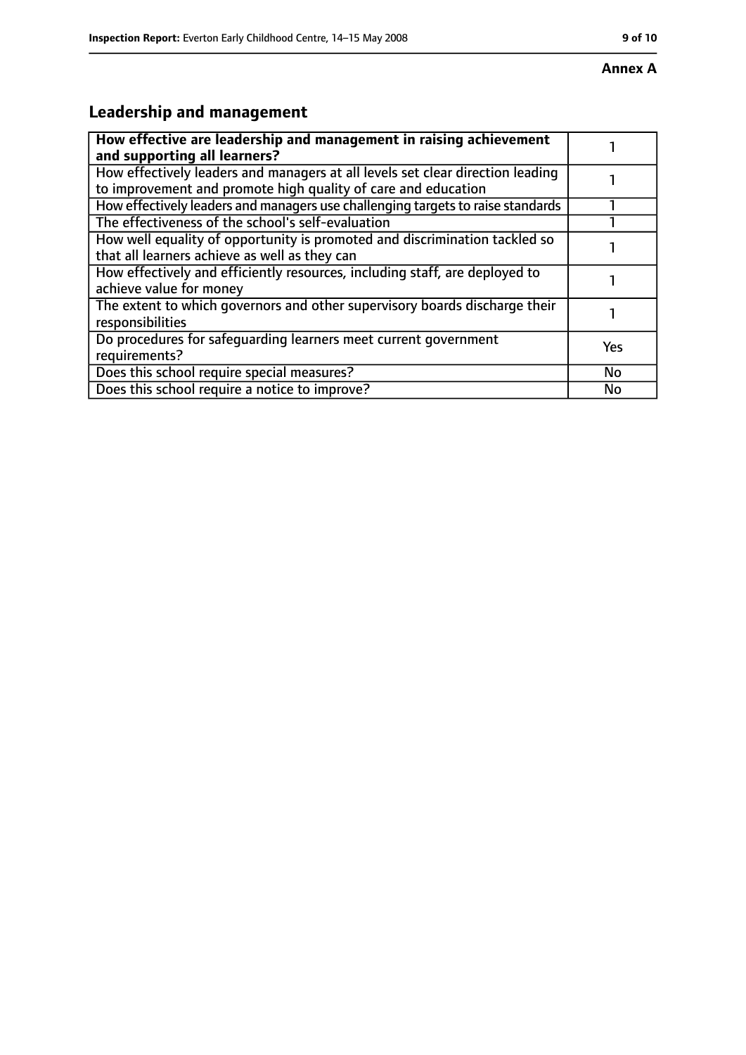**Annex A**

## Leadership and management

| How effective are leadership and management in raising achievement and supporting all learners? | 1 |
|---|---|
| How effectively leaders and managers at all levels set clear direction leading to improvement and promote high quality of care and education | 1 |
| How effectively leaders and managers use challenging targets to raise standards | 1 |
| The effectiveness of the school's self-evaluation | 1 |
| How well equality of opportunity is promoted and discrimination tackled so that all learners achieve as well as they can | 1 |
| How effectively and efficiently resources, including staff, are deployed to achieve value for money | 1 |
| The extent to which governors and other supervisory boards discharge their responsibilities | 1 |
| Do procedures for safeguarding learners meet current government requirements? | Yes |
| Does this school require special measures? | No |
| Does this school require a notice to improve? | No |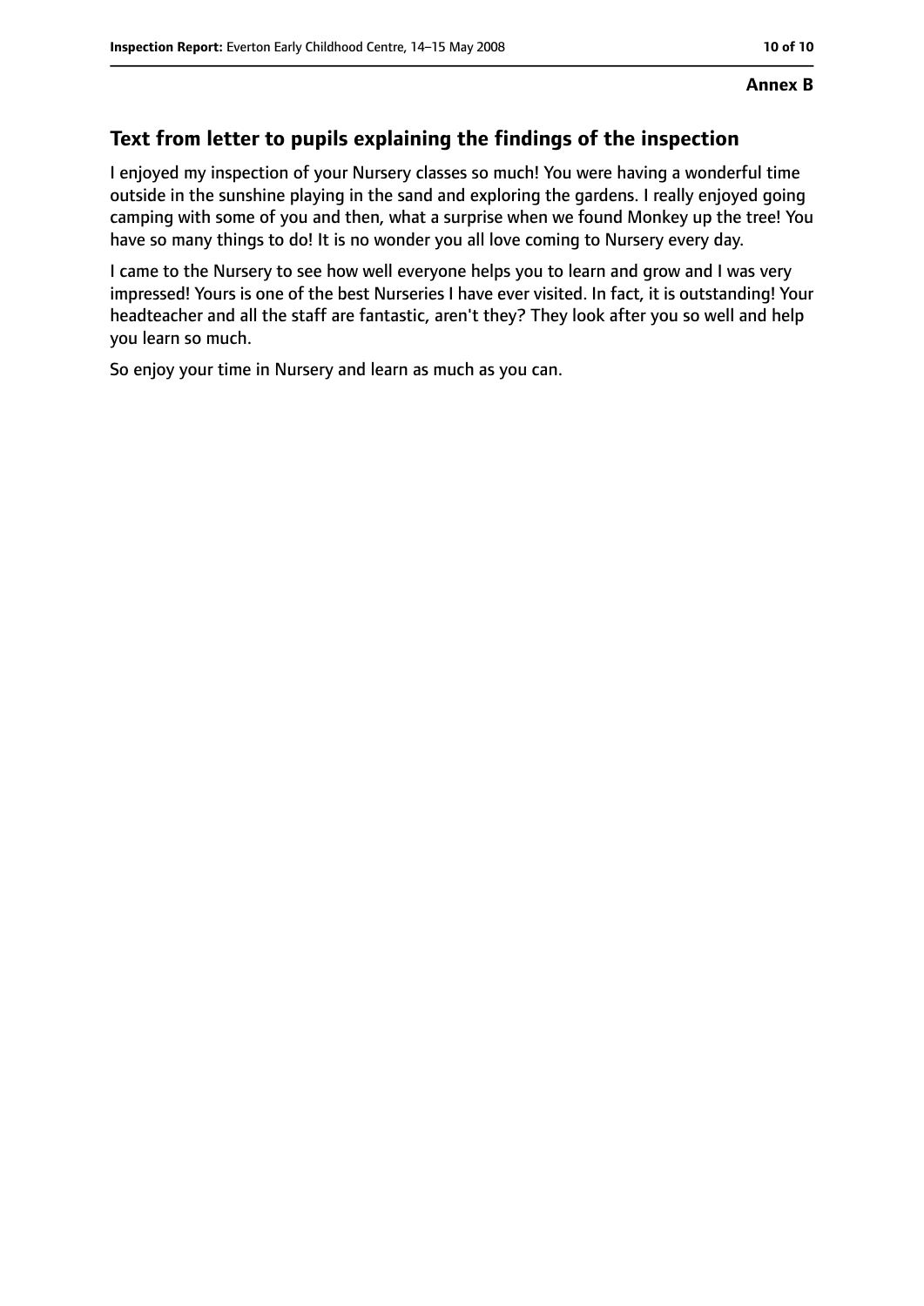**Annex B**

## Text from letter to pupils explaining the findings of the inspection

I enjoyed my inspection of your Nursery classes so much! You were having a wonderful time outside in the sunshine playing in the sand and exploring the gardens. I really enjoyed going camping with some of you and then, what a surprise when we found Monkey up the tree! You have so many things to do! It is no wonder you all love coming to Nursery every day.

I came to the Nursery to see how well everyone helps you to learn and grow and I was very impressed! Yours is one of the best Nurseries I have ever visited. In fact, it is outstanding! Your headteacher and all the staff are fantastic, aren't they? They look after you so well and help you learn so much.

So enjoy your time in Nursery and learn as much as you can.